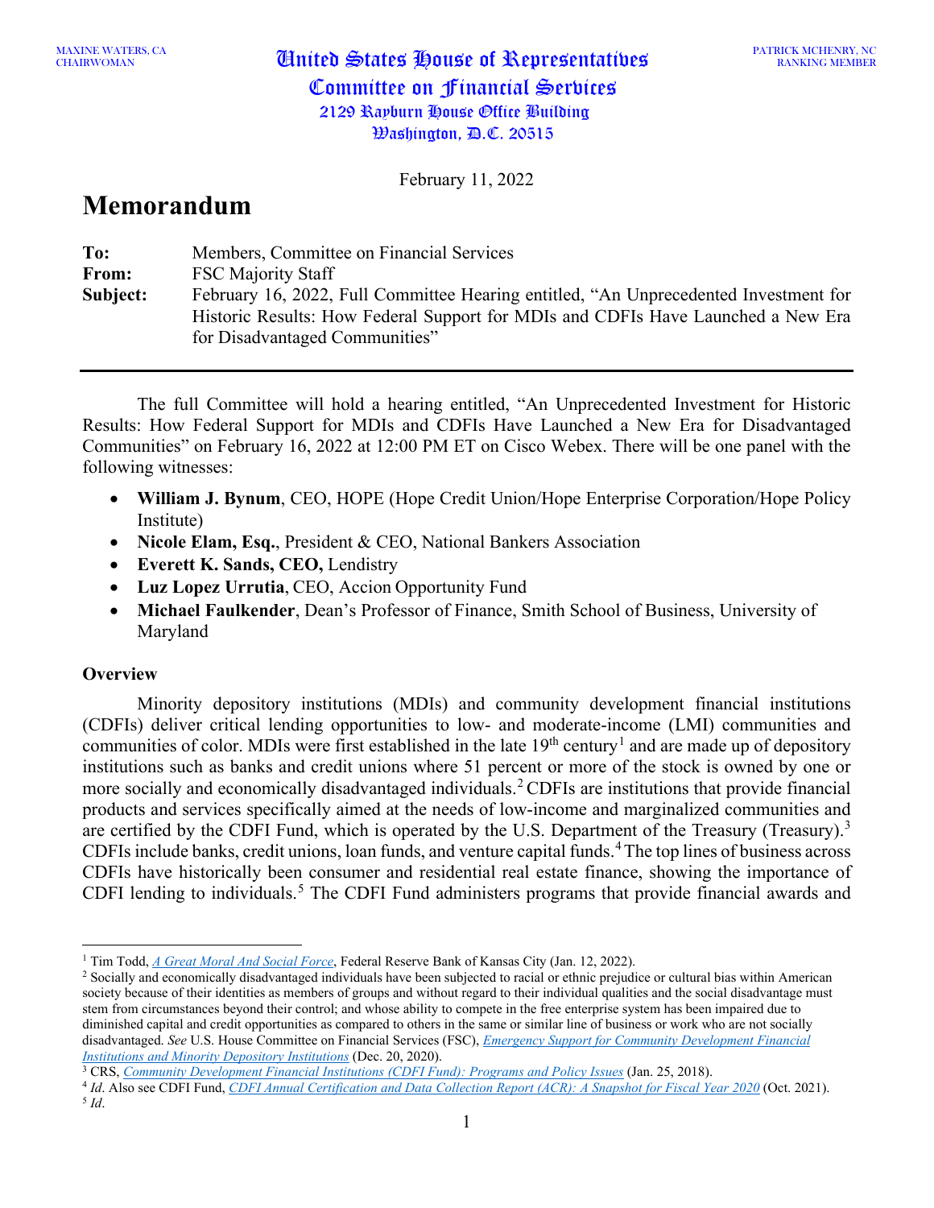MAXINE WATERS, CA
CHAIRWOMAN

# United States House of Representatives
## Committee on Financial Services
2129 Rayburn House Office Building
Washington, D.C. 20515

PATRICK MCHENRY, NC
RANKING MEMBER

February 11, 2022

# Memorandum

**To:** Members, Committee on Financial Services
**From:** FSC Majority Staff
**Subject:** February 16, 2022, Full Committee Hearing entitled, "An Unprecedented Investment for Historic Results: How Federal Support for MDIs and CDFIs Have Launched a New Era for Disadvantaged Communities"

---

The full Committee will hold a hearing entitled, "An Unprecedented Investment for Historic Results: How Federal Support for MDIs and CDFIs Have Launched a New Era for Disadvantaged Communities" on February 16, 2022 at 12:00 PM ET on Cisco Webex. There will be one panel with the following witnesses:

- **William J. Bynum**, CEO, HOPE (Hope Credit Union/Hope Enterprise Corporation/Hope Policy Institute)
- **Nicole Elam, Esq.**, President & CEO, National Bankers Association
- **Everett K. Sands, CEO,** Lendistry
- **Luz Lopez Urrutia**, CEO, Accion Opportunity Fund
- **Michael Faulkender**, Dean's Professor of Finance, Smith School of Business, University of Maryland

**Overview**

Minority depository institutions (MDIs) and community development financial institutions (CDFIs) deliver critical lending opportunities to low- and moderate-income (LMI) communities and communities of color. MDIs were first established in the late 19th century[1] and are made up of depository institutions such as banks and credit unions where 51 percent or more of the stock is owned by one or more socially and economically disadvantaged individuals.[2] CDFIs are institutions that provide financial products and services specifically aimed at the needs of low-income and marginalized communities and are certified by the CDFI Fund, which is operated by the U.S. Department of the Treasury (Treasury).[3] CDFIs include banks, credit unions, loan funds, and venture capital funds.[4] The top lines of business across CDFIs have historically been consumer and residential real estate finance, showing the importance of CDFI lending to individuals.[5] The CDFI Fund administers programs that provide financial awards and

---

[1] Tim Todd, *A Great Moral And Social Force*, Federal Reserve Bank of Kansas City (Jan. 12, 2022).

[2] Socially and economically disadvantaged individuals have been subjected to racial or ethnic prejudice or cultural bias within American society because of their identities as members of groups and without regard to their individual qualities and the social disadvantage must stem from circumstances beyond their control; and whose ability to compete in the free enterprise system has been impaired due to diminished capital and credit opportunities as compared to others in the same or similar line of business or work who are not socially disadvantaged. *See* U.S. House Committee on Financial Services (FSC), *Emergency Support for Community Development Financial Institutions and Minority Depository Institutions* (Dec. 20, 2020).

[3] CRS, *Community Development Financial Institutions (CDFI Fund): Programs and Policy Issues* (Jan. 25, 2018).

[4] *Id*. Also see CDFI Fund, *CDFI Annual Certification and Data Collection Report (ACR): A Snapshot for Fiscal Year 2020* (Oct. 2021).

[5] *Id*.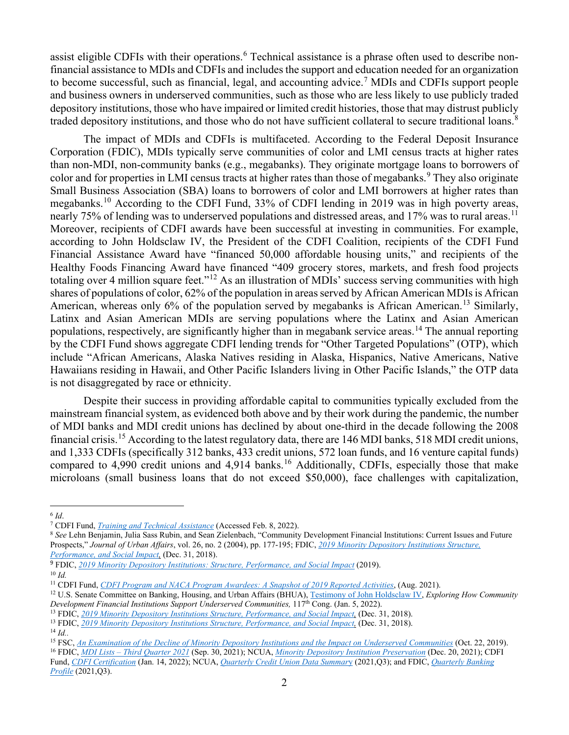assist eligible CDFIs with their operations.[6] Technical assistance is a phrase often used to describe non-financial assistance to MDIs and CDFIs and includes the support and education needed for an organization to become successful, such as financial, legal, and accounting advice.[7] MDIs and CDFIs support people and business owners in underserved communities, such as those who are less likely to use publicly traded depository institutions, those who have impaired or limited credit histories, those that may distrust publicly traded depository institutions, and those who do not have sufficient collateral to secure traditional loans.[8]

The impact of MDIs and CDFIs is multifaceted. According to the Federal Deposit Insurance Corporation (FDIC), MDIs typically serve communities of color and LMI census tracts at higher rates than non-MDI, non-community banks (e.g., megabanks). They originate mortgage loans to borrowers of color and for properties in LMI census tracts at higher rates than those of megabanks.[9] They also originate Small Business Association (SBA) loans to borrowers of color and LMI borrowers at higher rates than megabanks.[10] According to the CDFI Fund, 33% of CDFI lending in 2019 was in high poverty areas, nearly 75% of lending was to underserved populations and distressed areas, and 17% was to rural areas.[11] Moreover, recipients of CDFI awards have been successful at investing in communities. For example, according to John Holdsclaw IV, the President of the CDFI Coalition, recipients of the CDFI Fund Financial Assistance Award have "financed 50,000 affordable housing units," and recipients of the Healthy Foods Financing Award have financed "409 grocery stores, markets, and fresh food projects totaling over 4 million square feet."[12] As an illustration of MDIs' success serving communities with high shares of populations of color, 62% of the population in areas served by African American MDIs is African American, whereas only 6% of the population served by megabanks is African American.[13] Similarly, Latinx and Asian American MDIs are serving populations where the Latinx and Asian American populations, respectively, are significantly higher than in megabank service areas.[14] The annual reporting by the CDFI Fund shows aggregate CDFI lending trends for "Other Targeted Populations" (OTP), which include "African Americans, Alaska Natives residing in Alaska, Hispanics, Native Americans, Native Hawaiians residing in Hawaii, and Other Pacific Islanders living in Other Pacific Islands," the OTP data is not disaggregated by race or ethnicity.

Despite their success in providing affordable capital to communities typically excluded from the mainstream financial system, as evidenced both above and by their work during the pandemic, the number of MDI banks and MDI credit unions has declined by about one-third in the decade following the 2008 financial crisis.[15] According to the latest regulatory data, there are 146 MDI banks, 518 MDI credit unions, and 1,333 CDFIs (specifically 312 banks, 433 credit unions, 572 loan funds, and 16 venture capital funds) compared to 4,990 credit unions and 4,914 banks.[16] Additionally, CDFIs, especially those that make microloans (small business loans that do not exceed $50,000), face challenges with capitalization,

---

[6] *Id*.

[7] CDFI Fund, *Training and Technical Assistance* (Accessed Feb. 8, 2022).

[8] *See* Lehn Benjamin, Julia Sass Rubin, and Sean Zielenbach, "Community Development Financial Institutions: Current Issues and Future Prospects," *Journal of Urban Affairs*, vol. 26, no. 2 (2004), pp. 177-195; FDIC, *2019 Minority Depository Institutions Structure, Performance, and Social Impact,* (Dec. 31, 2018).

[9] FDIC, *2019 Minority Depository Institutions: Structure, Performance, and Social Impact* (2019).

[10] *Id.*

[11] CDFI Fund, *CDFI Program and NACA Program Awardees: A Snapshot of 2019 Reported Activities*, (Aug. 2021).

[12] U.S. Senate Committee on Banking, Housing, and Urban Affairs (BHUA), Testimony of John Holdsclaw IV, *Exploring How Community Development Financial Institutions Support Underserved Communities,* 117th Cong. (Jan. 5, 2022).

[13] FDIC, *2019 Minority Depository Institutions Structure, Performance, and Social Impact,* (Dec. 31, 2018).

[13] FDIC, *2019 Minority Depository Institutions Structure, Performance, and Social Impact,* (Dec. 31, 2018).

[14] *Id.*.

[15] FSC, *An Examination of the Decline of Minority Depository Institutions and the Impact on Underserved Communities* (Oct. 22, 2019).

[16] FDIC, *MDI Lists – Third Quarter 2021* (Sep. 30, 2021); NCUA, *Minority Depository Institution Preservation* (Dec. 20, 2021); CDFI Fund, *CDFI Certification* (Jan. 14, 2022); NCUA, *Quarterly Credit Union Data Summary* (2021,Q3); and FDIC, *Quarterly Banking Profile* (2021,Q3).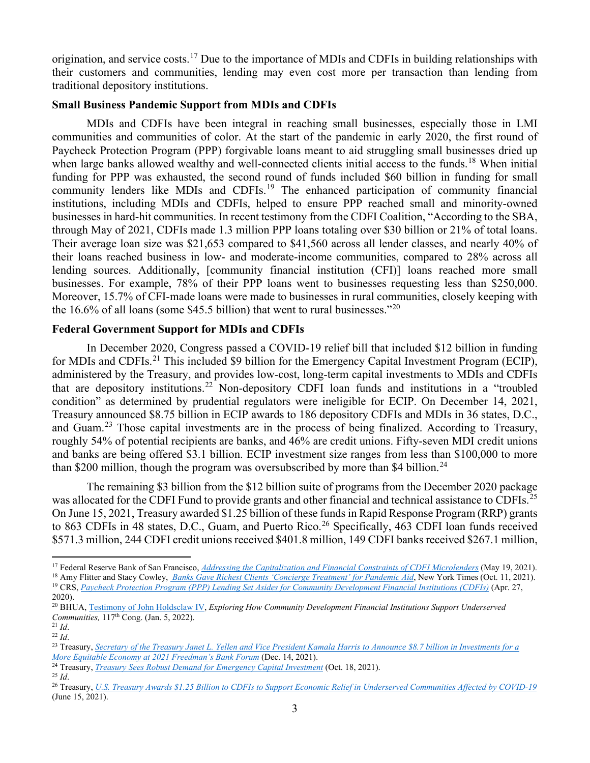origination, and service costs.[17] Due to the importance of MDIs and CDFIs in building relationships with their customers and communities, lending may even cost more per transaction than lending from traditional depository institutions.

**Small Business Pandemic Support from MDIs and CDFIs**

MDIs and CDFIs have been integral in reaching small businesses, especially those in LMI communities and communities of color. At the start of the pandemic in early 2020, the first round of Paycheck Protection Program (PPP) forgivable loans meant to aid struggling small businesses dried up when large banks allowed wealthy and well-connected clients initial access to the funds.[18] When initial funding for PPP was exhausted, the second round of funds included $60 billion in funding for small community lenders like MDIs and CDFIs.[19] The enhanced participation of community financial institutions, including MDIs and CDFIs, helped to ensure PPP reached small and minority-owned businesses in hard-hit communities. In recent testimony from the CDFI Coalition, "According to the SBA, through May of 2021, CDFIs made 1.3 million PPP loans totaling over $30 billion or 21% of total loans. Their average loan size was $21,653 compared to $41,560 across all lender classes, and nearly 40% of their loans reached business in low- and moderate-income communities, compared to 28% across all lending sources. Additionally, [community financial institution (CFI)] loans reached more small businesses. For example, 78% of their PPP loans went to businesses requesting less than $250,000. Moreover, 15.7% of CFI-made loans were made to businesses in rural communities, closely keeping with the 16.6% of all loans (some $45.5 billion) that went to rural businesses."[20]

**Federal Government Support for MDIs and CDFIs**

In December 2020, Congress passed a COVID-19 relief bill that included $12 billion in funding for MDIs and CDFIs.[21] This included $9 billion for the Emergency Capital Investment Program (ECIP), administered by the Treasury, and provides low-cost, long-term capital investments to MDIs and CDFIs that are depository institutions.[22] Non-depository CDFI loan funds and institutions in a "troubled condition" as determined by prudential regulators were ineligible for ECIP. On December 14, 2021, Treasury announced $8.75 billion in ECIP awards to 186 depository CDFIs and MDIs in 36 states, D.C., and Guam.[23] Those capital investments are in the process of being finalized. According to Treasury, roughly 54% of potential recipients are banks, and 46% are credit unions. Fifty-seven MDI credit unions and banks are being offered $3.1 billion. ECIP investment size ranges from less than $100,000 to more than $200 million, though the program was oversubscribed by more than $4 billion.[24]

The remaining $3 billion from the $12 billion suite of programs from the December 2020 package was allocated for the CDFI Fund to provide grants and other financial and technical assistance to CDFIs.[25] On June 15, 2021, Treasury awarded $1.25 billion of these funds in Rapid Response Program (RRP) grants to 863 CDFIs in 48 states, D.C., Guam, and Puerto Rico.[26] Specifically, 463 CDFI loan funds received $571.3 million, 244 CDFI credit unions received $401.8 million, 149 CDFI banks received $267.1 million,

---

[17] Federal Reserve Bank of San Francisco, *Addressing the Capitalization and Financial Constraints of CDFI Microlenders* (May 19, 2021).

[18] Amy Flitter and Stacy Cowley, *Banks Gave Richest Clients 'Concierge Treatment' for Pandemic Aid*, New York Times (Oct. 11, 2021).

[19] CRS, *Paycheck Protection Program (PPP) Lending Set Asides for Community Development Financial Institutions (CDFIs)* (Apr. 27, 2020).

[20] BHUA, Testimony of John Holdsclaw IV, *Exploring How Community Development Financial Institutions Support Underserved Communities,* 117th Cong. (Jan. 5, 2022).

[21] *Id*.

[22] *Id*.

[23] Treasury, *Secretary of the Treasury Janet L. Yellen and Vice President Kamala Harris to Announce $8.7 billion in Investments for a More Equitable Economy at 2021 Freedman's Bank Forum* (Dec. 14, 2021).

[24] Treasury, *Treasury Sees Robust Demand for Emergency Capital Investment* (Oct. 18, 2021).

[25] *Id*.

[26] Treasury, *U.S. Treasury Awards $1.25 Billion to CDFIs to Support Economic Relief in Underserved Communities Affected by COVID-19* (June 15, 2021).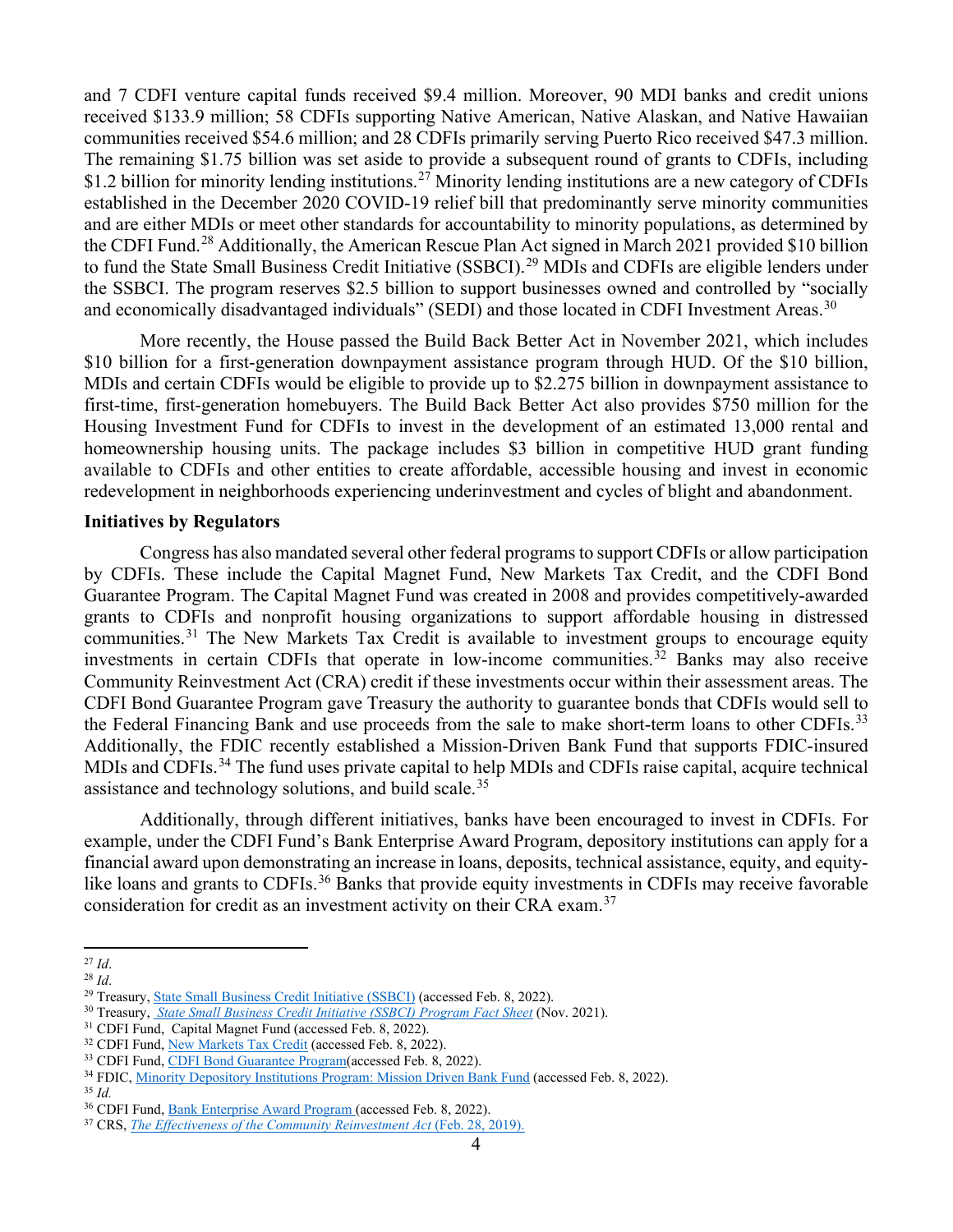and 7 CDFI venture capital funds received $9.4 million. Moreover, 90 MDI banks and credit unions received $133.9 million; 58 CDFIs supporting Native American, Native Alaskan, and Native Hawaiian communities received $54.6 million; and 28 CDFIs primarily serving Puerto Rico received $47.3 million. The remaining $1.75 billion was set aside to provide a subsequent round of grants to CDFIs, including $1.2 billion for minority lending institutions.[27] Minority lending institutions are a new category of CDFIs established in the December 2020 COVID-19 relief bill that predominantly serve minority communities and are either MDIs or meet other standards for accountability to minority populations, as determined by the CDFI Fund.[28] Additionally, the American Rescue Plan Act signed in March 2021 provided $10 billion to fund the State Small Business Credit Initiative (SSBCI).[29] MDIs and CDFIs are eligible lenders under the SSBCI. The program reserves $2.5 billion to support businesses owned and controlled by "socially and economically disadvantaged individuals" (SEDI) and those located in CDFI Investment Areas.[30]

More recently, the House passed the Build Back Better Act in November 2021, which includes $10 billion for a first-generation downpayment assistance program through HUD. Of the $10 billion, MDIs and certain CDFIs would be eligible to provide up to $2.275 billion in downpayment assistance to first-time, first-generation homebuyers. The Build Back Better Act also provides $750 million for the Housing Investment Fund for CDFIs to invest in the development of an estimated 13,000 rental and homeownership housing units. The package includes $3 billion in competitive HUD grant funding available to CDFIs and other entities to create affordable, accessible housing and invest in economic redevelopment in neighborhoods experiencing underinvestment and cycles of blight and abandonment.

**Initiatives by Regulators**

Congress has also mandated several other federal programs to support CDFIs or allow participation by CDFIs. These include the Capital Magnet Fund, New Markets Tax Credit, and the CDFI Bond Guarantee Program. The Capital Magnet Fund was created in 2008 and provides competitively-awarded grants to CDFIs and nonprofit housing organizations to support affordable housing in distressed communities.[31] The New Markets Tax Credit is available to investment groups to encourage equity investments in certain CDFIs that operate in low-income communities.[32] Banks may also receive Community Reinvestment Act (CRA) credit if these investments occur within their assessment areas. The CDFI Bond Guarantee Program gave Treasury the authority to guarantee bonds that CDFIs would sell to the Federal Financing Bank and use proceeds from the sale to make short-term loans to other CDFIs.[33] Additionally, the FDIC recently established a Mission-Driven Bank Fund that supports FDIC-insured MDIs and CDFIs.[34] The fund uses private capital to help MDIs and CDFIs raise capital, acquire technical assistance and technology solutions, and build scale.[35]

Additionally, through different initiatives, banks have been encouraged to invest in CDFIs. For example, under the CDFI Fund's Bank Enterprise Award Program, depository institutions can apply for a financial award upon demonstrating an increase in loans, deposits, technical assistance, equity, and equity-like loans and grants to CDFIs.[36] Banks that provide equity investments in CDFIs may receive favorable consideration for credit as an investment activity on their CRA exam.[37]

---

[27] *Id*.
[28] *Id*.
[29] Treasury, State Small Business Credit Initiative (SSBCI) (accessed Feb. 8, 2022).
[30] Treasury, *State Small Business Credit Initiative (SSBCI) Program Fact Sheet* (Nov. 2021).
[31] CDFI Fund, Capital Magnet Fund (accessed Feb. 8, 2022).
[32] CDFI Fund, New Markets Tax Credit (accessed Feb. 8, 2022).
[33] CDFI Fund, CDFI Bond Guarantee Program(accessed Feb. 8, 2022).
[34] FDIC, Minority Depository Institutions Program: Mission Driven Bank Fund (accessed Feb. 8, 2022).
[35] *Id.*
[36] CDFI Fund, Bank Enterprise Award Program (accessed Feb. 8, 2022).
[37] CRS, *The Effectiveness of the Community Reinvestment Act* (Feb. 28, 2019).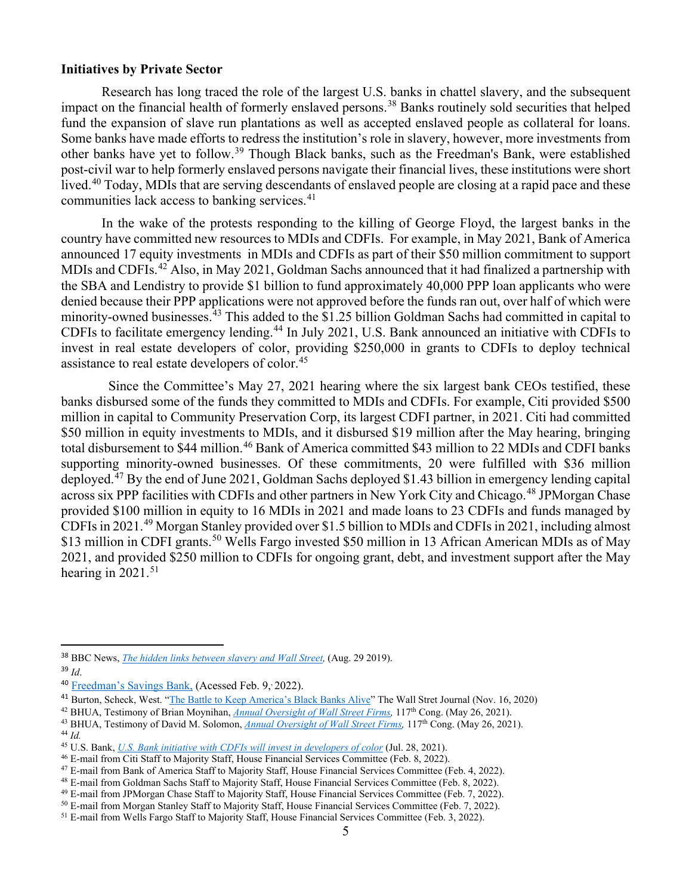**Initiatives by Private Sector**

Research has long traced the role of the largest U.S. banks in chattel slavery, and the subsequent impact on the financial health of formerly enslaved persons.[38] Banks routinely sold securities that helped fund the expansion of slave run plantations as well as accepted enslaved people as collateral for loans. Some banks have made efforts to redress the institution's role in slavery, however, more investments from other banks have yet to follow.[39] Though Black banks, such as the Freedman's Bank, were established post-civil war to help formerly enslaved persons navigate their financial lives, these institutions were short lived.[40] Today, MDIs that are serving descendants of enslaved people are closing at a rapid pace and these communities lack access to banking services.[41]

In the wake of the protests responding to the killing of George Floyd, the largest banks in the country have committed new resources to MDIs and CDFIs. For example, in May 2021, Bank of America announced 17 equity investments in MDIs and CDFIs as part of their $50 million commitment to support MDIs and CDFIs.[42] Also, in May 2021, Goldman Sachs announced that it had finalized a partnership with the SBA and Lendistry to provide $1 billion to fund approximately 40,000 PPP loan applicants who were denied because their PPP applications were not approved before the funds ran out, over half of which were minority-owned businesses.[43] This added to the $1.25 billion Goldman Sachs had committed in capital to CDFIs to facilitate emergency lending.[44] In July 2021, U.S. Bank announced an initiative with CDFIs to invest in real estate developers of color, providing $250,000 in grants to CDFIs to deploy technical assistance to real estate developers of color.[45]

Since the Committee's May 27, 2021 hearing where the six largest bank CEOs testified, these banks disbursed some of the funds they committed to MDIs and CDFIs. For example, Citi provided $500 million in capital to Community Preservation Corp, its largest CDFI partner, in 2021. Citi had committed $50 million in equity investments to MDIs, and it disbursed $19 million after the May hearing, bringing total disbursement to $44 million.[46] Bank of America committed $43 million to 22 MDIs and CDFI banks supporting minority-owned businesses. Of these commitments, 20 were fulfilled with $36 million deployed.[47] By the end of June 2021, Goldman Sachs deployed $1.43 billion in emergency lending capital across six PPP facilities with CDFIs and other partners in New York City and Chicago.[48] JPMorgan Chase provided $100 million in equity to 16 MDIs in 2021 and made loans to 23 CDFIs and funds managed by CDFIs in 2021.[49] Morgan Stanley provided over $1.5 billion to MDIs and CDFIs in 2021, including almost $13 million in CDFI grants.[50] Wells Fargo invested $50 million in 13 African American MDIs as of May 2021, and provided $250 million to CDFIs for ongoing grant, debt, and investment support after the May hearing in 2021.[51]

---

[38] BBC News, *The hidden links between slavery and Wall Street,* (Aug. 29 2019).
[39] *Id.*
[40] Freedman's Savings Bank, (Acessed Feb. 9, 2022).
[41] Burton, Scheck, West. "The Battle to Keep America's Black Banks Alive" The Wall Stret Journal (Nov. 16, 2020)
[42] BHUA, Testimony of Brian Moynihan, *Annual Oversight of Wall Street Firms,* 117th Cong. (May 26, 2021).
[43] BHUA, Testimony of David M. Solomon, *Annual Oversight of Wall Street Firms,* 117th Cong. (May 26, 2021).
[44] *Id.*
[45] U.S. Bank, *U.S. Bank initiative with CDFIs will invest in developers of color* (Jul. 28, 2021).
[46] E-mail from Citi Staff to Majority Staff, House Financial Services Committee (Feb. 8, 2022).
[47] E-mail from Bank of America Staff to Majority Staff, House Financial Services Committee (Feb. 4, 2022).
[48] E-mail from Goldman Sachs Staff to Majority Staff, House Financial Services Committee (Feb. 8, 2022).
[49] E-mail from JPMorgan Chase Staff to Majority Staff, House Financial Services Committee (Feb. 7, 2022).
[50] E-mail from Morgan Stanley Staff to Majority Staff, House Financial Services Committee (Feb. 7, 2022).
[51] E-mail from Wells Fargo Staff to Majority Staff, House Financial Services Committee (Feb. 3, 2022).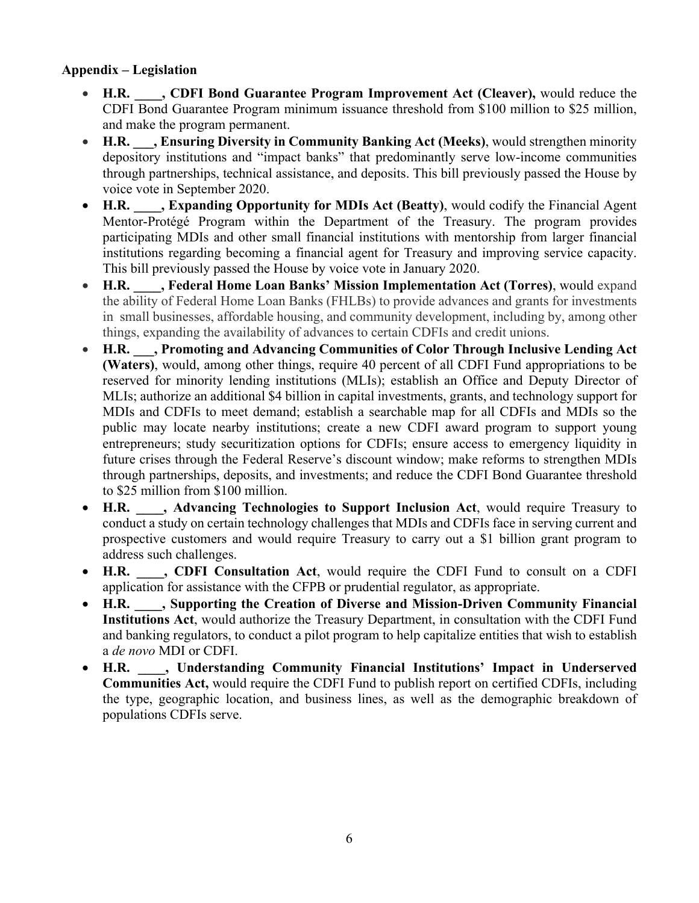**Appendix – Legislation**

- **H.R. \_\_\_\_, CDFI Bond Guarantee Program Improvement Act (Cleaver),** would reduce the CDFI Bond Guarantee Program minimum issuance threshold from $100 million to $25 million, and make the program permanent.
- **H.R. \_\_\_, Ensuring Diversity in Community Banking Act (Meeks)**, would strengthen minority depository institutions and "impact banks" that predominantly serve low-income communities through partnerships, technical assistance, and deposits. This bill previously passed the House by voice vote in September 2020.
- **H.R. \_\_\_\_, Expanding Opportunity for MDIs Act (Beatty)**, would codify the Financial Agent Mentor-Protégé Program within the Department of the Treasury. The program provides participating MDIs and other small financial institutions with mentorship from larger financial institutions regarding becoming a financial agent for Treasury and improving service capacity. This bill previously passed the House by voice vote in January 2020.
- **H.R. \_\_\_\_, Federal Home Loan Banks' Mission Implementation Act (Torres)**, would expand the ability of Federal Home Loan Banks (FHLBs) to provide advances and grants for investments in small businesses, affordable housing, and community development, including by, among other things, expanding the availability of advances to certain CDFIs and credit unions.
- **H.R. \_\_\_, Promoting and Advancing Communities of Color Through Inclusive Lending Act (Waters)**, would, among other things, require 40 percent of all CDFI Fund appropriations to be reserved for minority lending institutions (MLIs); establish an Office and Deputy Director of MLIs; authorize an additional $4 billion in capital investments, grants, and technology support for MDIs and CDFIs to meet demand; establish a searchable map for all CDFIs and MDIs so the public may locate nearby institutions; create a new CDFI award program to support young entrepreneurs; study securitization options for CDFIs; ensure access to emergency liquidity in future crises through the Federal Reserve's discount window; make reforms to strengthen MDIs through partnerships, deposits, and investments; and reduce the CDFI Bond Guarantee threshold to $25 million from $100 million.
- **H.R. \_\_\_\_, Advancing Technologies to Support Inclusion Act**, would require Treasury to conduct a study on certain technology challenges that MDIs and CDFIs face in serving current and prospective customers and would require Treasury to carry out a $1 billion grant program to address such challenges.
- **H.R. \_\_\_\_, CDFI Consultation Act**, would require the CDFI Fund to consult on a CDFI application for assistance with the CFPB or prudential regulator, as appropriate.
- **H.R. \_\_\_\_, Supporting the Creation of Diverse and Mission-Driven Community Financial Institutions Act**, would authorize the Treasury Department, in consultation with the CDFI Fund and banking regulators, to conduct a pilot program to help capitalize entities that wish to establish a *de novo* MDI or CDFI.
- **H.R. \_\_\_\_, Understanding Community Financial Institutions' Impact in Underserved Communities Act,** would require the CDFI Fund to publish report on certified CDFIs, including the type, geographic location, and business lines, as well as the demographic breakdown of populations CDFIs serve.